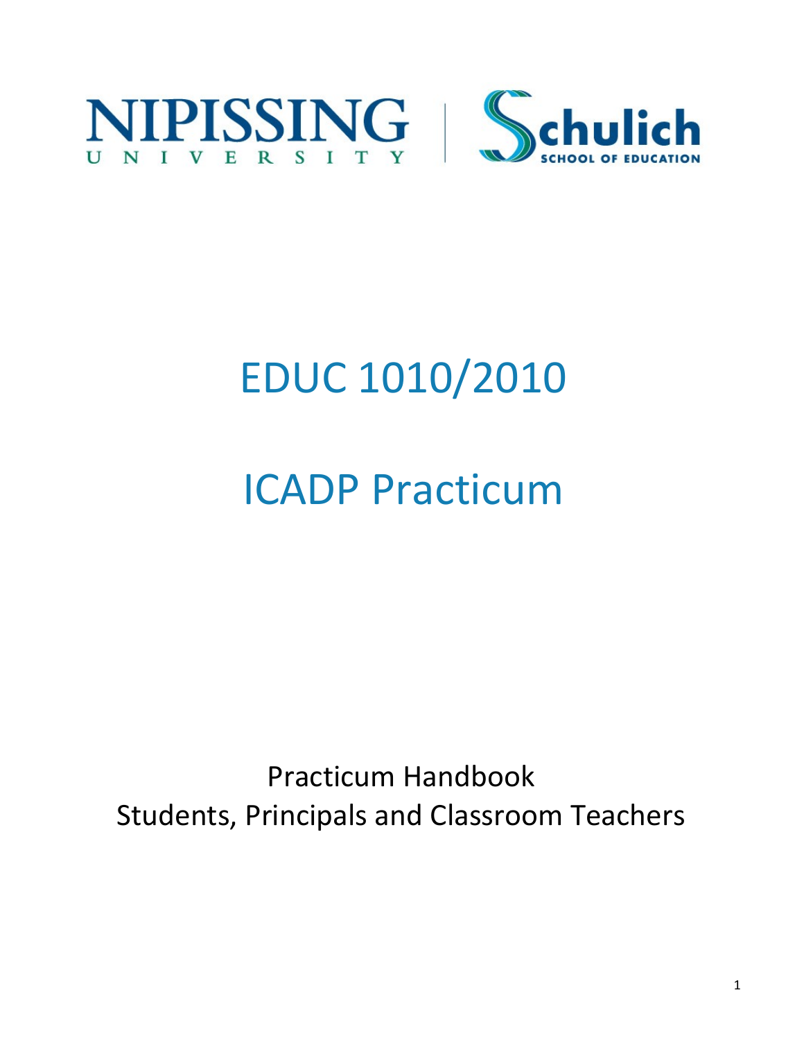NIPISSING UNIVERSITY | Schulich SCHOOL OF EDUCATION

# EDUC 1010/2010

# ICADP Practicum

Practicum Handbook
Students, Principals and Classroom Teachers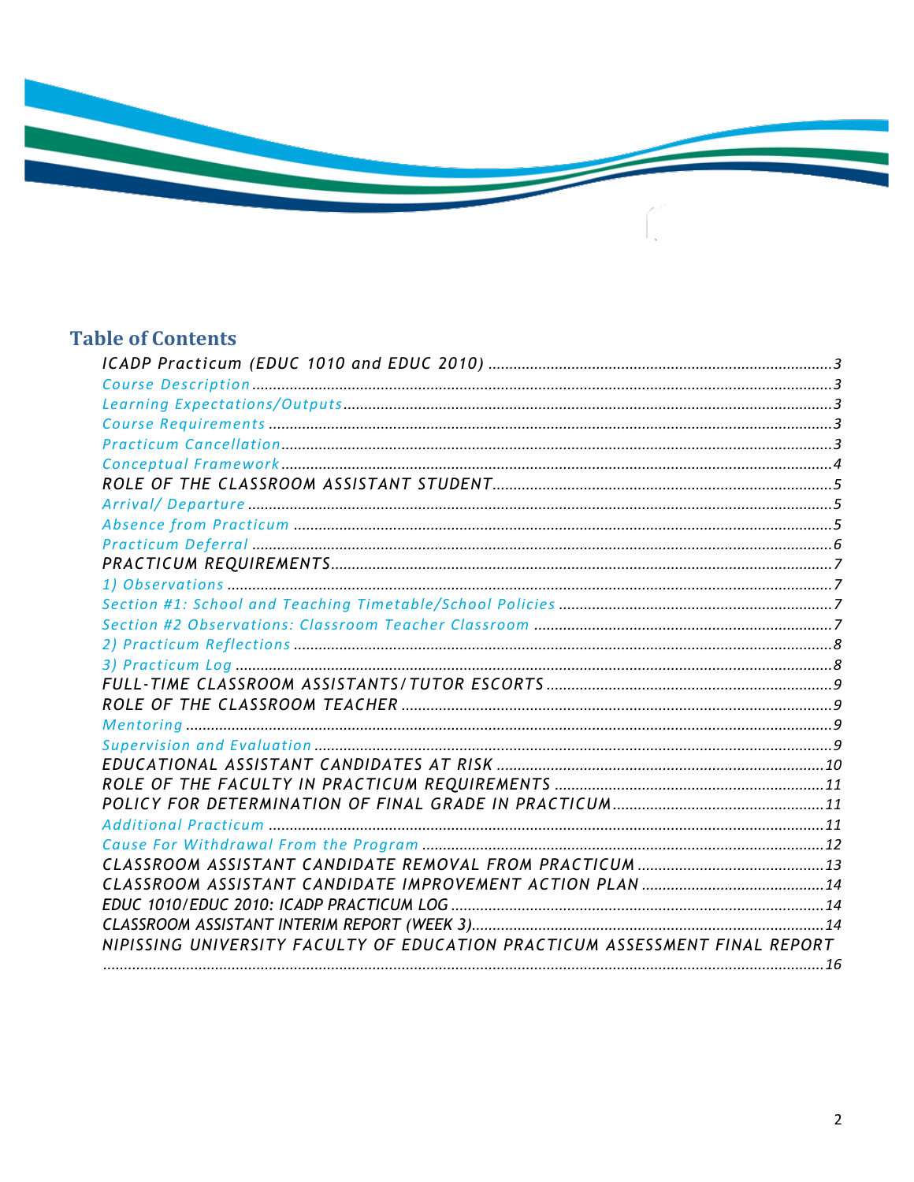## Table of Contents

- ICADP Practicum (EDUC 1010 and EDUC 2010) .......... 3
  - Course Description .......... 3
  - Learning Expectations/Outputs .......... 3
  - Course Requirements .......... 3
  - Practicum Cancellation .......... 3
  - Conceptual Framework .......... 4
- ROLE OF THE CLASSROOM ASSISTANT STUDENT .......... 5
  - Arrival/ Departure .......... 5
  - Absence from Practicum .......... 5
  - Practicum Deferral .......... 6
- PRACTICUM REQUIREMENTS .......... 7
  - 1) Observations .......... 7
  - Section #1: School and Teaching Timetable/School Policies .......... 7
  - Section #2 Observations: Classroom Teacher Classroom .......... 7
  - 2) Practicum Reflections .......... 8
  - 3) Practicum Log .......... 8
- FULL-TIME CLASSROOM ASSISTANTS/TUTOR ESCORTS .......... 9
- ROLE OF THE CLASSROOM TEACHER .......... 9
  - Mentoring .......... 9
  - Supervision and Evaluation .......... 9
- EDUCATIONAL ASSISTANT CANDIDATES AT RISK .......... 10
- ROLE OF THE FACULTY IN PRACTICUM REQUIREMENTS .......... 11
- POLICY FOR DETERMINATION OF FINAL GRADE IN PRACTICUM .......... 11
  - Additional Practicum .......... 11
  - Cause For Withdrawal From the Program .......... 12
- CLASSROOM ASSISTANT CANDIDATE REMOVAL FROM PRACTICUM .......... 13
- CLASSROOM ASSISTANT CANDIDATE IMPROVEMENT ACTION PLAN .......... 14
- EDUC 1010/EDUC 2010: ICADP PRACTICUM LOG .......... 14
- CLASSROOM ASSISTANT INTERIM REPORT (WEEK 3) .......... 14
- NIPISSING UNIVERSITY FACULTY OF EDUCATION PRACTICUM ASSESSMENT FINAL REPORT .......... 16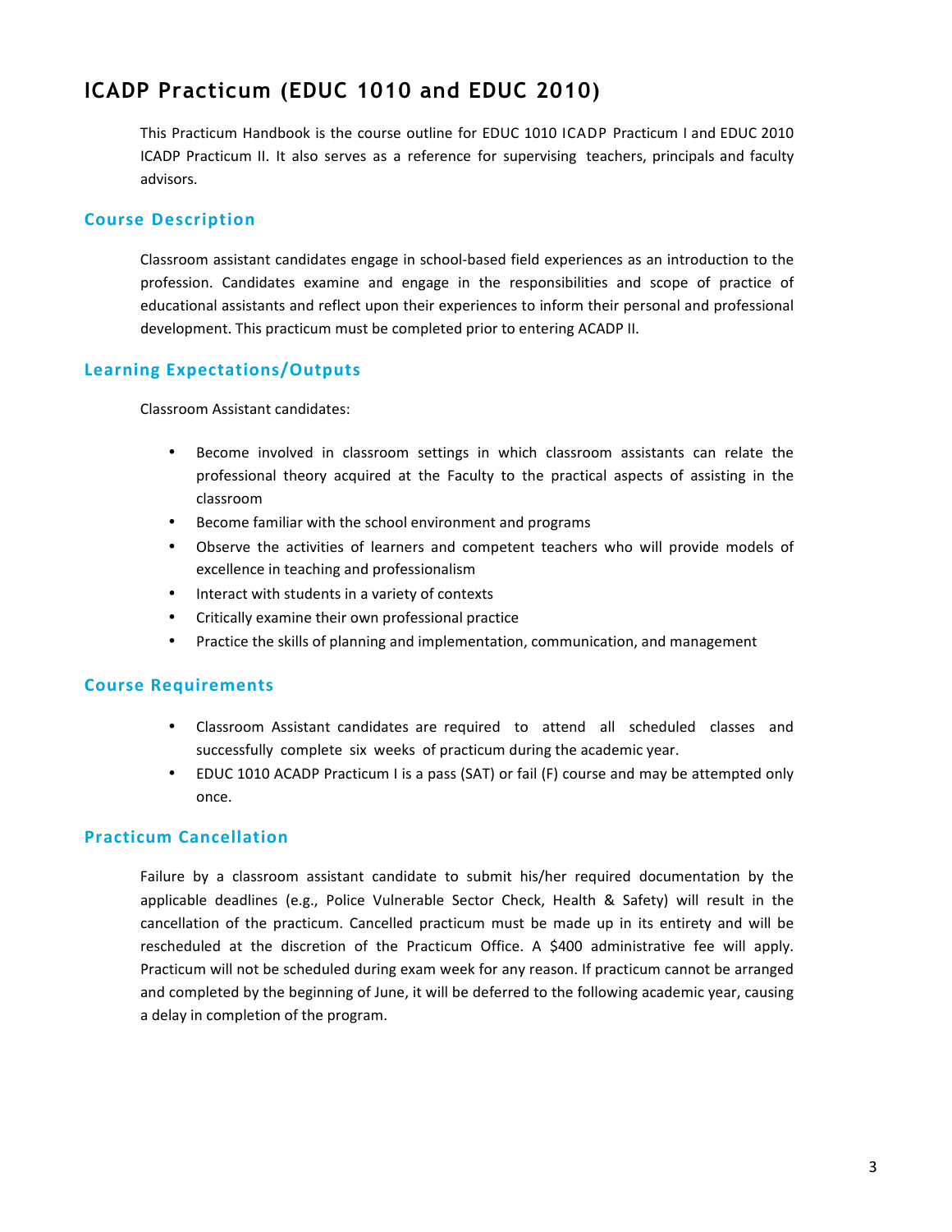## ICADP Practicum (EDUC 1010 and EDUC 2010)

This Practicum Handbook is the course outline for EDUC 1010 ICADP Practicum I and EDUC 2010 ICADP Practicum II. It also serves as a reference for supervising teachers, principals and faculty advisors.

### Course Description

Classroom assistant candidates engage in school-based field experiences as an introduction to the profession. Candidates examine and engage in the responsibilities and scope of practice of educational assistants and reflect upon their experiences to inform their personal and professional development. This practicum must be completed prior to entering ACADP II.

### Learning Expectations/Outputs

Classroom Assistant candidates:

- Become involved in classroom settings in which classroom assistants can relate the professional theory acquired at the Faculty to the practical aspects of assisting in the classroom
- Become familiar with the school environment and programs
- Observe the activities of learners and competent teachers who will provide models of excellence in teaching and professionalism
- Interact with students in a variety of contexts
- Critically examine their own professional practice
- Practice the skills of planning and implementation, communication, and management

### Course Requirements

- Classroom Assistant candidates are required to attend all scheduled classes and successfully complete six weeks of practicum during the academic year.
- EDUC 1010 ACADP Practicum I is a pass (SAT) or fail (F) course and may be attempted only once.

### Practicum Cancellation

Failure by a classroom assistant candidate to submit his/her required documentation by the applicable deadlines (e.g., Police Vulnerable Sector Check, Health & Safety) will result in the cancellation of the practicum. Cancelled practicum must be made up in its entirety and will be rescheduled at the discretion of the Practicum Office. A $400 administrative fee will apply. Practicum will not be scheduled during exam week for any reason. If practicum cannot be arranged and completed by the beginning of June, it will be deferred to the following academic year, causing a delay in completion of the program.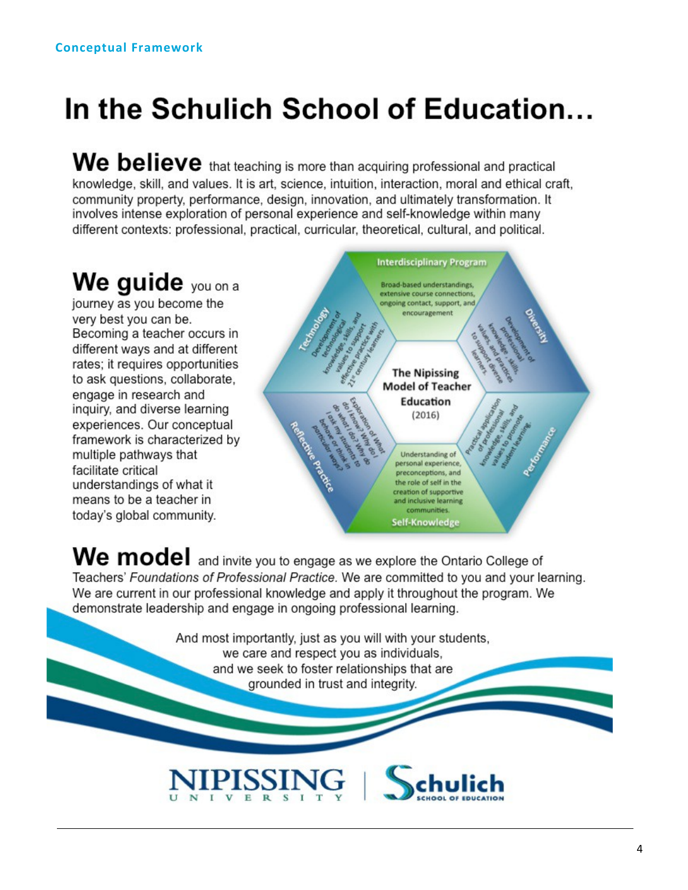Conceptual Framework

# In the Schulich School of Education…

**We believe** that teaching is more than acquiring professional and practical knowledge, skill, and values. It is art, science, intuition, interaction, moral and ethical craft, community property, performance, design, innovation, and ultimately transformation. It involves intense exploration of personal experience and self-knowledge within many different contexts: professional, practical, curricular, theoretical, cultural, and political.

**We guide** you on a journey as you become the very best you can be. Becoming a teacher occurs in different ways and at different rates; it requires opportunities to ask questions, collaborate, engage in research and inquiry, and diverse learning experiences. Our conceptual framework is characterized by multiple pathways that facilitate critical understandings of what it means to be a teacher in today's global community.

**The Nipissing Model of Teacher Education (2016)**

- **Interdisciplinary Program**: Broad-based understandings, extensive course connections, ongoing contact, support, and encouragement
- **Diversity**: Development of professional knowledge, skills, values, and practices to support diverse learners.
- **Performance**: Practical application of professional knowledge, skills, and values to promote student learning.
- **Self-Knowledge**: Understanding of personal experience, preconceptions, and the role of self in the creation of supportive and inclusive learning communities.
- **Reflective Practice**: Exploration of What do I know? Why do I do what I do? Why do I ask my students to behave or think in particular ways?
- **Technology**: Development of technological knowledge, skills, and values to support effective practice with 21st century learners.

**We model** and invite you to engage as we explore the Ontario College of Teachers' *Foundations of Professional Practice.* We are committed to you and your learning. We are current in our professional knowledge and apply it throughout the program. We demonstrate leadership and engage in ongoing professional learning.

And most importantly, just as you will with your students, we care and respect you as individuals, and we seek to foster relationships that are grounded in trust and integrity.

NIPISSING UNIVERSITY | Schulich SCHOOL OF EDUCATION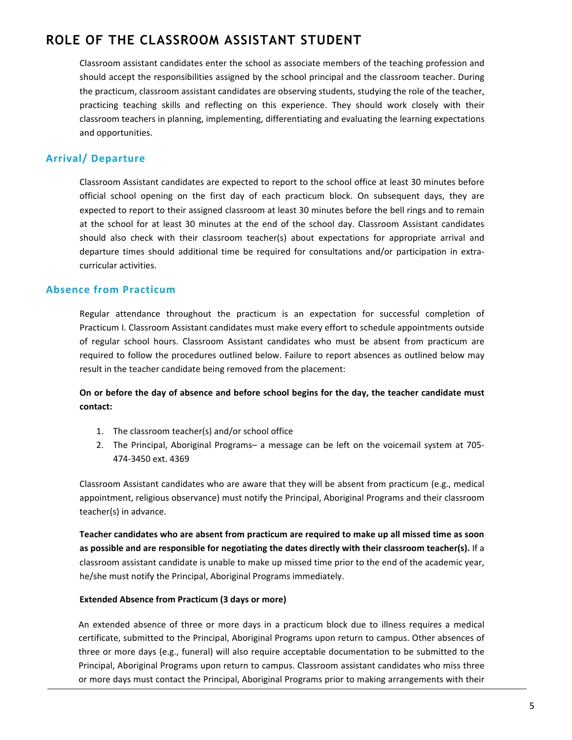# ROLE OF THE CLASSROOM ASSISTANT STUDENT

Classroom assistant candidates enter the school as associate members of the teaching profession and should accept the responsibilities assigned by the school principal and the classroom teacher. During the practicum, classroom assistant candidates are observing students, studying the role of the teacher, practicing teaching skills and reflecting on this experience. They should work closely with their classroom teachers in planning, implementing, differentiating and evaluating the learning expectations and opportunities.

## Arrival/ Departure

Classroom Assistant candidates are expected to report to the school office at least 30 minutes before official school opening on the first day of each practicum block. On subsequent days, they are expected to report to their assigned classroom at least 30 minutes before the bell rings and to remain at the school for at least 30 minutes at the end of the school day. Classroom Assistant candidates should also check with their classroom teacher(s) about expectations for appropriate arrival and departure times should additional time be required for consultations and/or participation in extra-curricular activities.

## Absence from Practicum

Regular attendance throughout the practicum is an expectation for successful completion of Practicum I. Classroom Assistant candidates must make every effort to schedule appointments outside of regular school hours. Classroom Assistant candidates who must be absent from practicum are required to follow the procedures outlined below. Failure to report absences as outlined below may result in the teacher candidate being removed from the placement:

**On or before the day of absence and before school begins for the day, the teacher candidate must contact:**

1. The classroom teacher(s) and/or school office
2. The Principal, Aboriginal Programs– a message can be left on the voicemail system at 705-474-3450 ext. 4369

Classroom Assistant candidates who are aware that they will be absent from practicum (e.g., medical appointment, religious observance) must notify the Principal, Aboriginal Programs and their classroom teacher(s) in advance.

**Teacher candidates who are absent from practicum are required to make up all missed time as soon as possible and are responsible for negotiating the dates directly with their classroom teacher(s).** If a classroom assistant candidate is unable to make up missed time prior to the end of the academic year, he/she must notify the Principal, Aboriginal Programs immediately.

### Extended Absence from Practicum (3 days or more)

An extended absence of three or more days in a practicum block due to illness requires a medical certificate, submitted to the Principal, Aboriginal Programs upon return to campus. Other absences of three or more days (e.g., funeral) will also require acceptable documentation to be submitted to the Principal, Aboriginal Programs upon return to campus. Classroom assistant candidates who miss three or more days must contact the Principal, Aboriginal Programs prior to making arrangements with their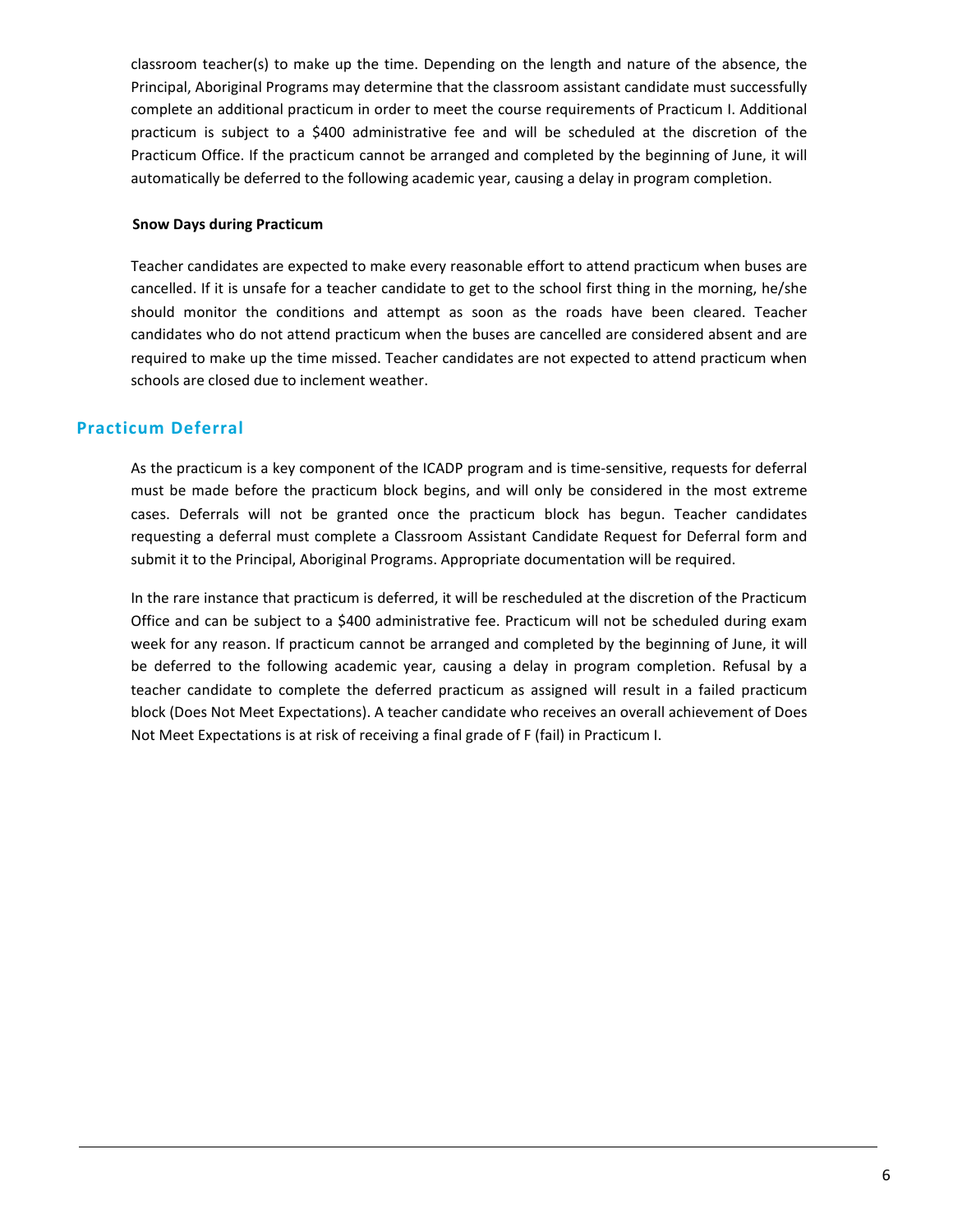classroom teacher(s) to make up the time. Depending on the length and nature of the absence, the Principal, Aboriginal Programs may determine that the classroom assistant candidate must successfully complete an additional practicum in order to meet the course requirements of Practicum I. Additional practicum is subject to a $400 administrative fee and will be scheduled at the discretion of the Practicum Office. If the practicum cannot be arranged and completed by the beginning of June, it will automatically be deferred to the following academic year, causing a delay in program completion.

**Snow Days during Practicum**

Teacher candidates are expected to make every reasonable effort to attend practicum when buses are cancelled. If it is unsafe for a teacher candidate to get to the school first thing in the morning, he/she should monitor the conditions and attempt as soon as the roads have been cleared. Teacher candidates who do not attend practicum when the buses are cancelled are considered absent and are required to make up the time missed. Teacher candidates are not expected to attend practicum when schools are closed due to inclement weather.

## Practicum Deferral

As the practicum is a key component of the ICADP program and is time-sensitive, requests for deferral must be made before the practicum block begins, and will only be considered in the most extreme cases. Deferrals will not be granted once the practicum block has begun. Teacher candidates requesting a deferral must complete a Classroom Assistant Candidate Request for Deferral form and submit it to the Principal, Aboriginal Programs. Appropriate documentation will be required.

In the rare instance that practicum is deferred, it will be rescheduled at the discretion of the Practicum Office and can be subject to a $400 administrative fee. Practicum will not be scheduled during exam week for any reason. If practicum cannot be arranged and completed by the beginning of June, it will be deferred to the following academic year, causing a delay in program completion. Refusal by a teacher candidate to complete the deferred practicum as assigned will result in a failed practicum block (Does Not Meet Expectations). A teacher candidate who receives an overall achievement of Does Not Meet Expectations is at risk of receiving a final grade of F (fail) in Practicum I.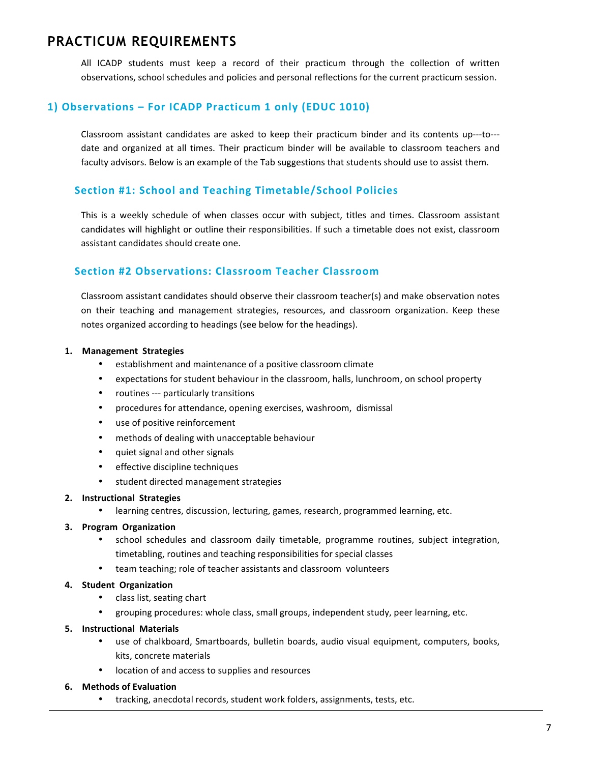# PRACTICUM REQUIREMENTS

All ICADP students must keep a record of their practicum through the collection of written observations, school schedules and policies and personal reflections for the current practicum session.

## 1) Observations – For ICADP Practicum 1 only (EDUC 1010)

Classroom assistant candidates are asked to keep their practicum binder and its contents up---to---date and organized at all times. Their practicum binder will be available to classroom teachers and faculty advisors. Below is an example of the Tab suggestions that students should use to assist them.

### Section #1: School and Teaching Timetable/School Policies

This is a weekly schedule of when classes occur with subject, titles and times. Classroom assistant candidates will highlight or outline their responsibilities. If such a timetable does not exist, classroom assistant candidates should create one.

### Section #2 Observations: Classroom Teacher Classroom

Classroom assistant candidates should observe their classroom teacher(s) and make observation notes on their teaching and management strategies, resources, and classroom organization. Keep these notes organized according to headings (see below for the headings).

1. **Management Strategies**
   - establishment and maintenance of a positive classroom climate
   - expectations for student behaviour in the classroom, halls, lunchroom, on school property
   - routines --- particularly transitions
   - procedures for attendance, opening exercises, washroom, dismissal
   - use of positive reinforcement
   - methods of dealing with unacceptable behaviour
   - quiet signal and other signals
   - effective discipline techniques
   - student directed management strategies
2. **Instructional Strategies**
   - learning centres, discussion, lecturing, games, research, programmed learning, etc.
3. **Program Organization**
   - school schedules and classroom daily timetable, programme routines, subject integration, timetabling, routines and teaching responsibilities for special classes
   - team teaching; role of teacher assistants and classroom volunteers
4. **Student Organization**
   - class list, seating chart
   - grouping procedures: whole class, small groups, independent study, peer learning, etc.
5. **Instructional Materials**
   - use of chalkboard, Smartboards, bulletin boards, audio visual equipment, computers, books, kits, concrete materials
   - location of and access to supplies and resources
6. **Methods of Evaluation**
   - tracking, anecdotal records, student work folders, assignments, tests, etc.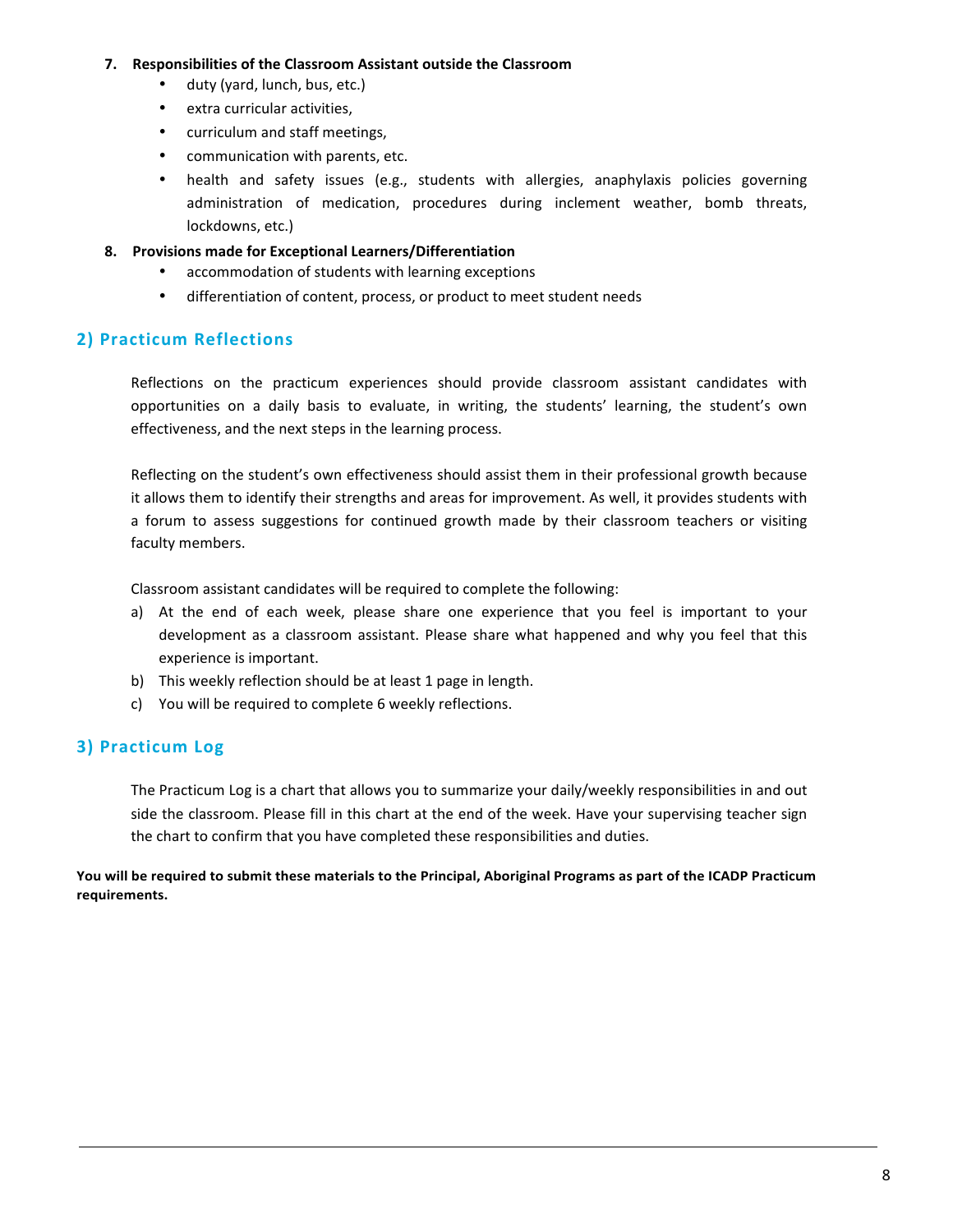7. **Responsibilities of the Classroom Assistant outside the Classroom**
    - duty (yard, lunch, bus, etc.)
    - extra curricular activities,
    - curriculum and staff meetings,
    - communication with parents, etc.
    - health and safety issues (e.g., students with allergies, anaphylaxis policies governing administration of medication, procedures during inclement weather, bomb threats, lockdowns, etc.)
8. **Provisions made for Exceptional Learners/Differentiation**
    - accommodation of students with learning exceptions
    - differentiation of content, process, or product to meet student needs

## 2) Practicum Reflections

Reflections on the practicum experiences should provide classroom assistant candidates with opportunities on a daily basis to evaluate, in writing, the students' learning, the student's own effectiveness, and the next steps in the learning process.

Reflecting on the student's own effectiveness should assist them in their professional growth because it allows them to identify their strengths and areas for improvement. As well, it provides students with a forum to assess suggestions for continued growth made by their classroom teachers or visiting faculty members.

Classroom assistant candidates will be required to complete the following:

a) At the end of each week, please share one experience that you feel is important to your development as a classroom assistant. Please share what happened and why you feel that this experience is important.
b) This weekly reflection should be at least 1 page in length.
c) You will be required to complete 6 weekly reflections.

## 3) Practicum Log

The Practicum Log is a chart that allows you to summarize your daily/weekly responsibilities in and out side the classroom. Please fill in this chart at the end of the week. Have your supervising teacher sign the chart to confirm that you have completed these responsibilities and duties.

**You will be required to submit these materials to the Principal, Aboriginal Programs as part of the ICADP Practicum requirements.**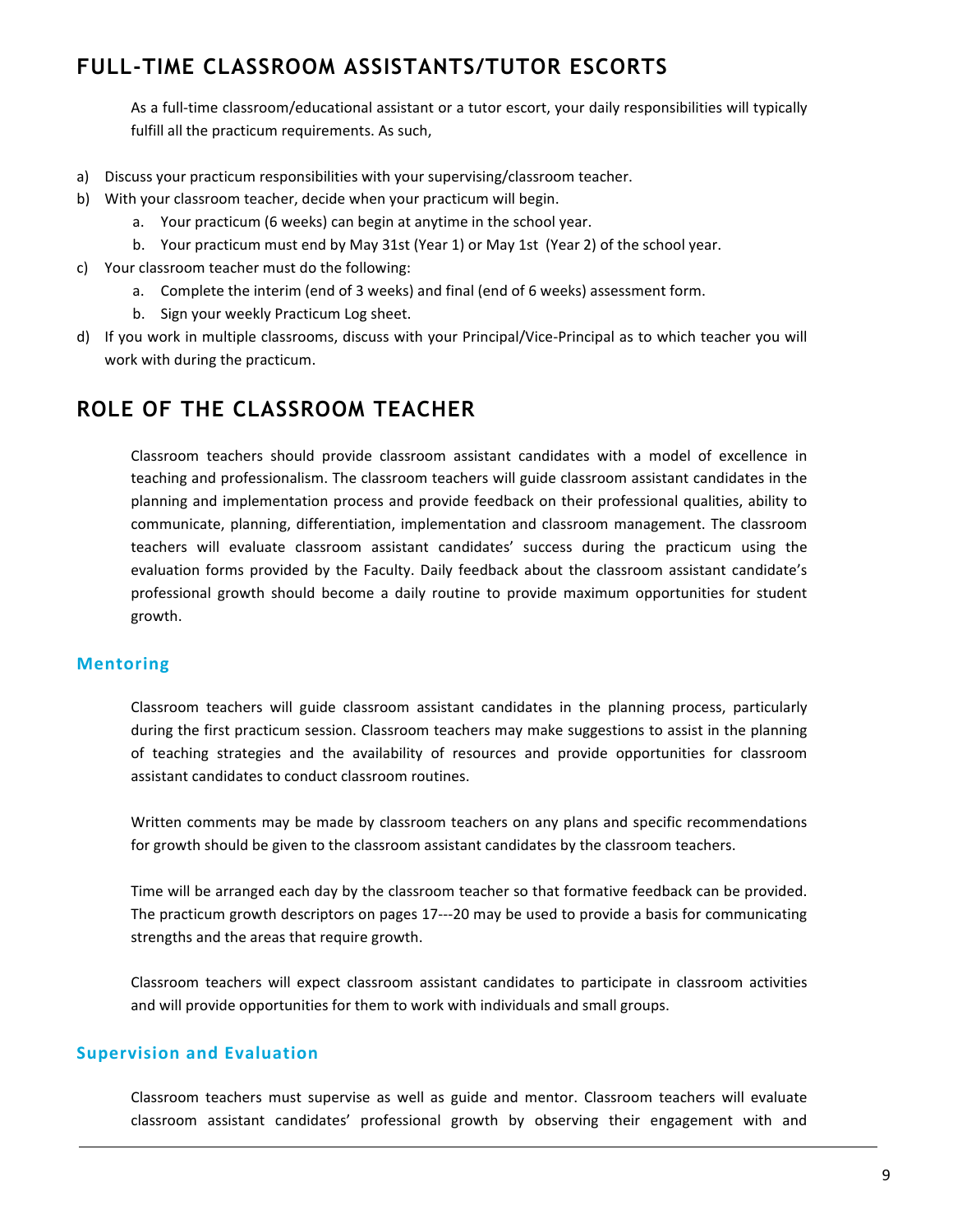## FULL-TIME CLASSROOM ASSISTANTS/TUTOR ESCORTS

As a full-time classroom/educational assistant or a tutor escort, your daily responsibilities will typically fulfill all the practicum requirements. As such,

a) Discuss your practicum responsibilities with your supervising/classroom teacher.
b) With your classroom teacher, decide when your practicum will begin.
    a. Your practicum (6 weeks) can begin at anytime in the school year.
    b. Your practicum must end by May 31st (Year 1) or May 1st (Year 2) of the school year.
c) Your classroom teacher must do the following:
    a. Complete the interim (end of 3 weeks) and final (end of 6 weeks) assessment form.
    b. Sign your weekly Practicum Log sheet.
d) If you work in multiple classrooms, discuss with your Principal/Vice-Principal as to which teacher you will work with during the practicum.

## ROLE OF THE CLASSROOM TEACHER

Classroom teachers should provide classroom assistant candidates with a model of excellence in teaching and professionalism. The classroom teachers will guide classroom assistant candidates in the planning and implementation process and provide feedback on their professional qualities, ability to communicate, planning, differentiation, implementation and classroom management. The classroom teachers will evaluate classroom assistant candidates' success during the practicum using the evaluation forms provided by the Faculty. Daily feedback about the classroom assistant candidate's professional growth should become a daily routine to provide maximum opportunities for student growth.

### Mentoring

Classroom teachers will guide classroom assistant candidates in the planning process, particularly during the first practicum session. Classroom teachers may make suggestions to assist in the planning of teaching strategies and the availability of resources and provide opportunities for classroom assistant candidates to conduct classroom routines.

Written comments may be made by classroom teachers on any plans and specific recommendations for growth should be given to the classroom assistant candidates by the classroom teachers.

Time will be arranged each day by the classroom teacher so that formative feedback can be provided. The practicum growth descriptors on pages 17---20 may be used to provide a basis for communicating strengths and the areas that require growth.

Classroom teachers will expect classroom assistant candidates to participate in classroom activities and will provide opportunities for them to work with individuals and small groups.

### Supervision and Evaluation

Classroom teachers must supervise as well as guide and mentor. Classroom teachers will evaluate classroom assistant candidates' professional growth by observing their engagement with and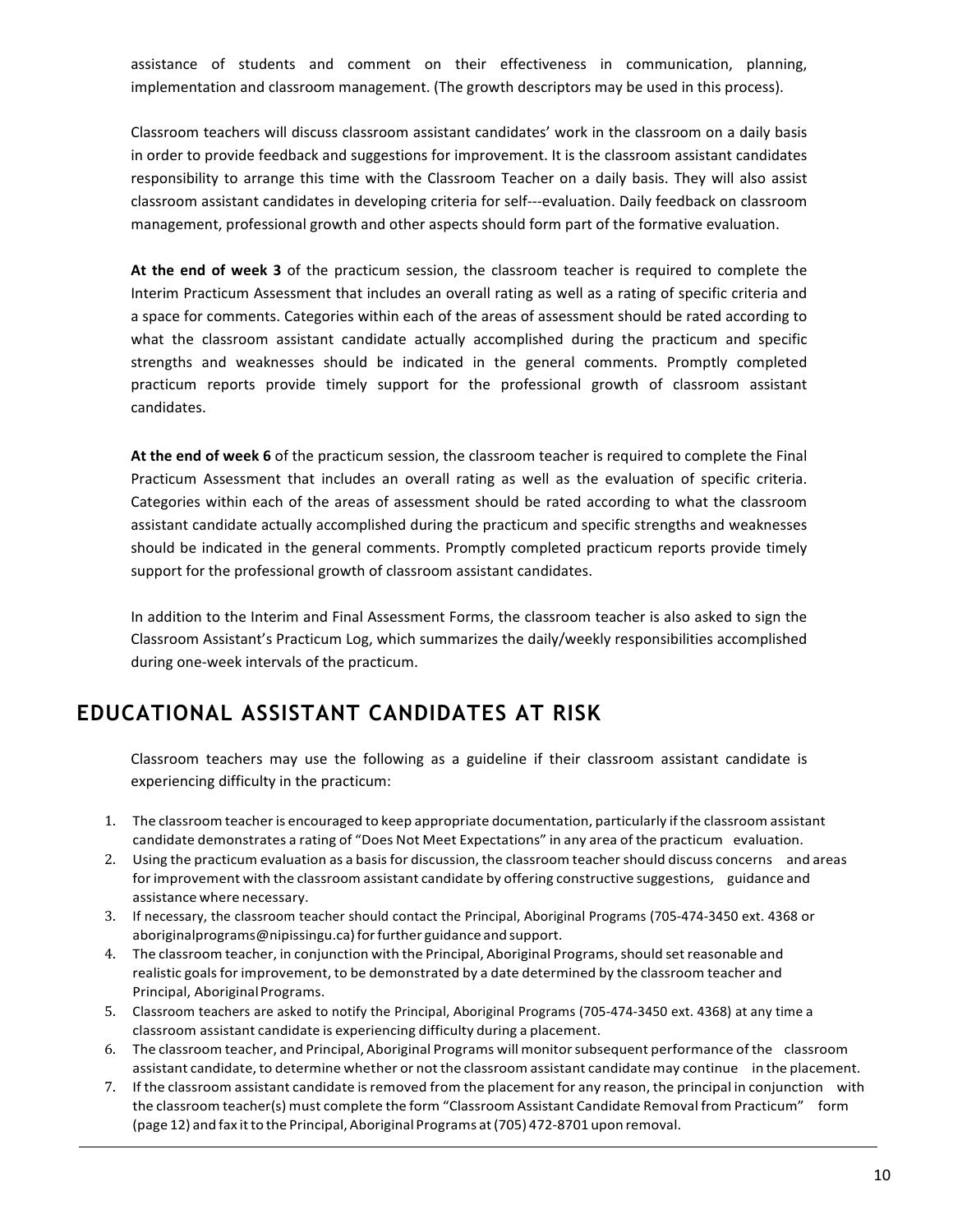assistance of students and comment on their effectiveness in communication, planning, implementation and classroom management. (The growth descriptors may be used in this process).

Classroom teachers will discuss classroom assistant candidates' work in the classroom on a daily basis in order to provide feedback and suggestions for improvement. It is the classroom assistant candidates responsibility to arrange this time with the Classroom Teacher on a daily basis. They will also assist classroom assistant candidates in developing criteria for self---evaluation. Daily feedback on classroom management, professional growth and other aspects should form part of the formative evaluation.

**At the end of week 3** of the practicum session, the classroom teacher is required to complete the Interim Practicum Assessment that includes an overall rating as well as a rating of specific criteria and a space for comments. Categories within each of the areas of assessment should be rated according to what the classroom assistant candidate actually accomplished during the practicum and specific strengths and weaknesses should be indicated in the general comments. Promptly completed practicum reports provide timely support for the professional growth of classroom assistant candidates.

**At the end of week 6** of the practicum session, the classroom teacher is required to complete the Final Practicum Assessment that includes an overall rating as well as the evaluation of specific criteria. Categories within each of the areas of assessment should be rated according to what the classroom assistant candidate actually accomplished during the practicum and specific strengths and weaknesses should be indicated in the general comments. Promptly completed practicum reports provide timely support for the professional growth of classroom assistant candidates.

In addition to the Interim and Final Assessment Forms, the classroom teacher is also asked to sign the Classroom Assistant's Practicum Log, which summarizes the daily/weekly responsibilities accomplished during one-week intervals of the practicum.

## EDUCATIONAL ASSISTANT CANDIDATES AT RISK

Classroom teachers may use the following as a guideline if their classroom assistant candidate is experiencing difficulty in the practicum:

1. The classroom teacher is encouraged to keep appropriate documentation, particularly if the classroom assistant candidate demonstrates a rating of "Does Not Meet Expectations" in any area of the practicum evaluation.
2. Using the practicum evaluation as a basis for discussion, the classroom teacher should discuss concerns and areas for improvement with the classroom assistant candidate by offering constructive suggestions, guidance and assistance where necessary.
3. If necessary, the classroom teacher should contact the Principal, Aboriginal Programs (705-474-3450 ext. 4368 or aboriginalprograms@nipissingu.ca) for further guidance and support.
4. The classroom teacher, in conjunction with the Principal, Aboriginal Programs, should set reasonable and realistic goals for improvement, to be demonstrated by a date determined by the classroom teacher and Principal, Aboriginal Programs.
5. Classroom teachers are asked to notify the Principal, Aboriginal Programs (705-474-3450 ext. 4368) at any time a classroom assistant candidate is experiencing difficulty during a placement.
6. The classroom teacher, and Principal, Aboriginal Programs will monitor subsequent performance of the classroom assistant candidate, to determine whether or not the classroom assistant candidate may continue in the placement.
7. If the classroom assistant candidate is removed from the placement for any reason, the principal in conjunction with the classroom teacher(s) must complete the form "Classroom Assistant Candidate Removal from Practicum" form (page 12) and fax it to the Principal, Aboriginal Programs at (705) 472-8701 upon removal.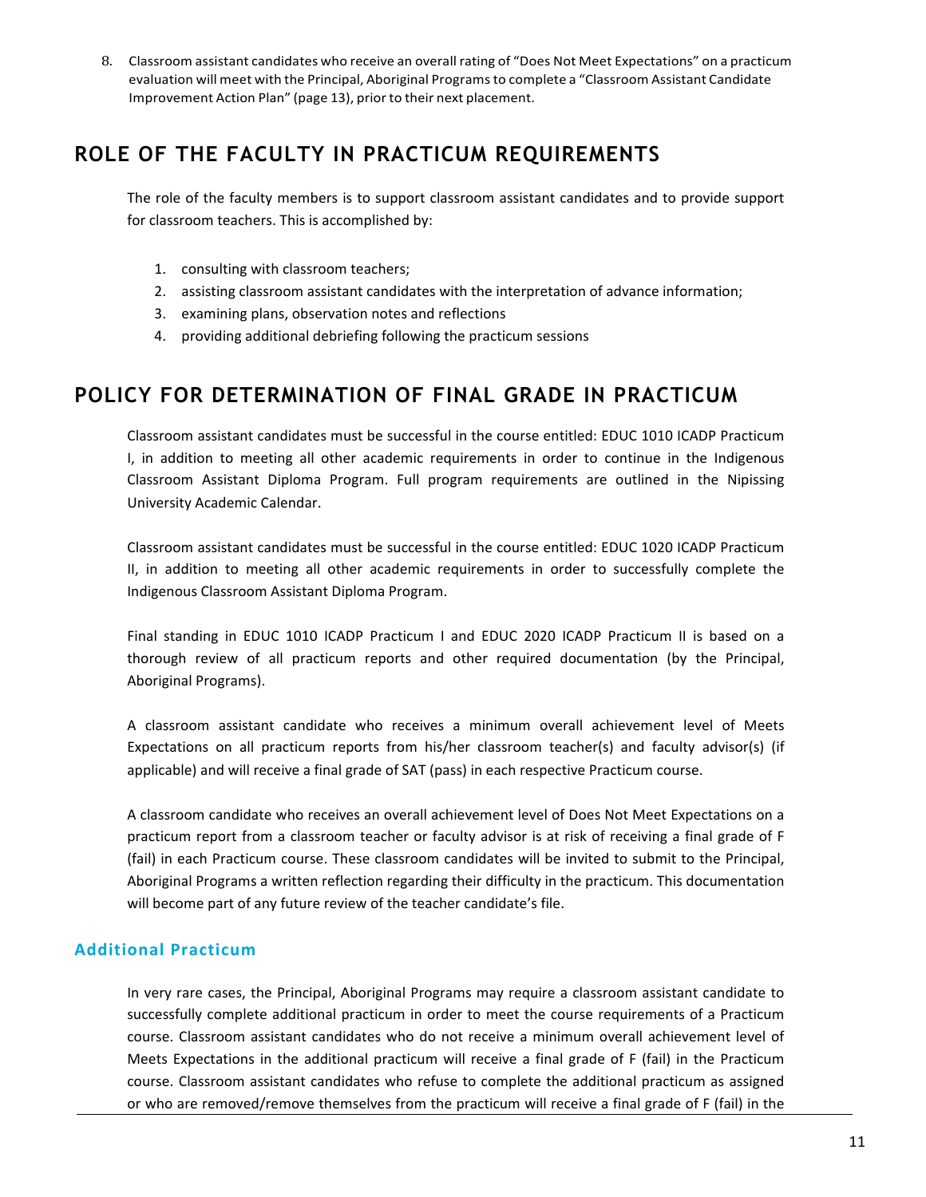8. Classroom assistant candidates who receive an overall rating of "Does Not Meet Expectations" on a practicum evaluation will meet with the Principal, Aboriginal Programs to complete a "Classroom Assistant Candidate Improvement Action Plan" (page 13), prior to their next placement.

## ROLE OF THE FACULTY IN PRACTICUM REQUIREMENTS

The role of the faculty members is to support classroom assistant candidates and to provide support for classroom teachers. This is accomplished by:

1. consulting with classroom teachers;
2. assisting classroom assistant candidates with the interpretation of advance information;
3. examining plans, observation notes and reflections
4. providing additional debriefing following the practicum sessions

## POLICY FOR DETERMINATION OF FINAL GRADE IN PRACTICUM

Classroom assistant candidates must be successful in the course entitled: EDUC 1010 ICADP Practicum I, in addition to meeting all other academic requirements in order to continue in the Indigenous Classroom Assistant Diploma Program. Full program requirements are outlined in the Nipissing University Academic Calendar.

Classroom assistant candidates must be successful in the course entitled: EDUC 1020 ICADP Practicum II, in addition to meeting all other academic requirements in order to successfully complete the Indigenous Classroom Assistant Diploma Program.

Final standing in EDUC 1010 ICADP Practicum I and EDUC 2020 ICADP Practicum II is based on a thorough review of all practicum reports and other required documentation (by the Principal, Aboriginal Programs).

A classroom assistant candidate who receives a minimum overall achievement level of Meets Expectations on all practicum reports from his/her classroom teacher(s) and faculty advisor(s) (if applicable) and will receive a final grade of SAT (pass) in each respective Practicum course.

A classroom candidate who receives an overall achievement level of Does Not Meet Expectations on a practicum report from a classroom teacher or faculty advisor is at risk of receiving a final grade of F (fail) in each Practicum course. These classroom candidates will be invited to submit to the Principal, Aboriginal Programs a written reflection regarding their difficulty in the practicum. This documentation will become part of any future review of the teacher candidate's file.

### Additional Practicum

In very rare cases, the Principal, Aboriginal Programs may require a classroom assistant candidate to successfully complete additional practicum in order to meet the course requirements of a Practicum course. Classroom assistant candidates who do not receive a minimum overall achievement level of Meets Expectations in the additional practicum will receive a final grade of F (fail) in the Practicum course. Classroom assistant candidates who refuse to complete the additional practicum as assigned or who are removed/remove themselves from the practicum will receive a final grade of F (fail) in the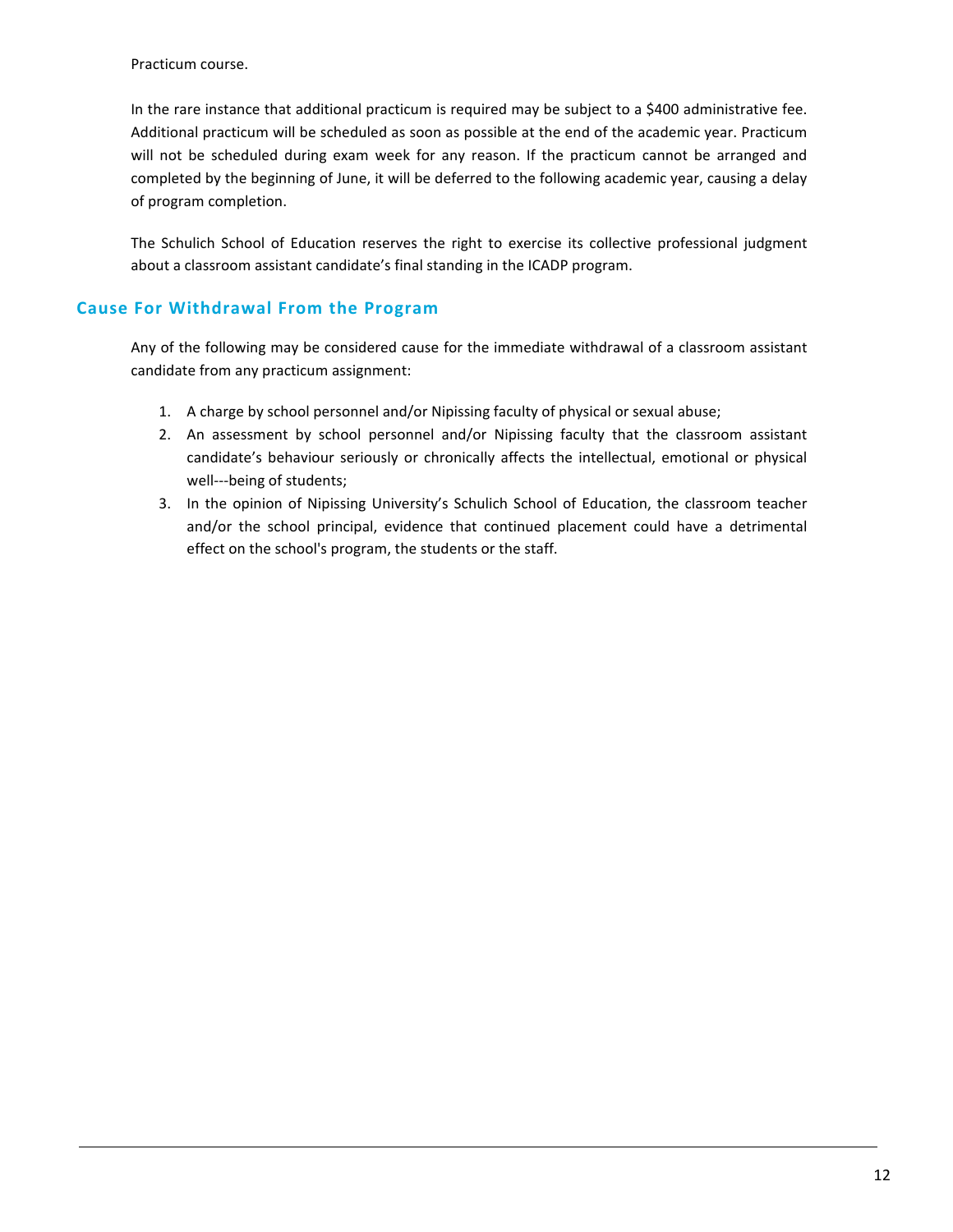Practicum course.

In the rare instance that additional practicum is required may be subject to a $400 administrative fee. Additional practicum will be scheduled as soon as possible at the end of the academic year. Practicum will not be scheduled during exam week for any reason. If the practicum cannot be arranged and completed by the beginning of June, it will be deferred to the following academic year, causing a delay of program completion.

The Schulich School of Education reserves the right to exercise its collective professional judgment about a classroom assistant candidate's final standing in the ICADP program.

## Cause For Withdrawal From the Program

Any of the following may be considered cause for the immediate withdrawal of a classroom assistant candidate from any practicum assignment:

1. A charge by school personnel and/or Nipissing faculty of physical or sexual abuse;
2. An assessment by school personnel and/or Nipissing faculty that the classroom assistant candidate's behaviour seriously or chronically affects the intellectual, emotional or physical well---being of students;
3. In the opinion of Nipissing University's Schulich School of Education, the classroom teacher and/or the school principal, evidence that continued placement could have a detrimental effect on the school's program, the students or the staff.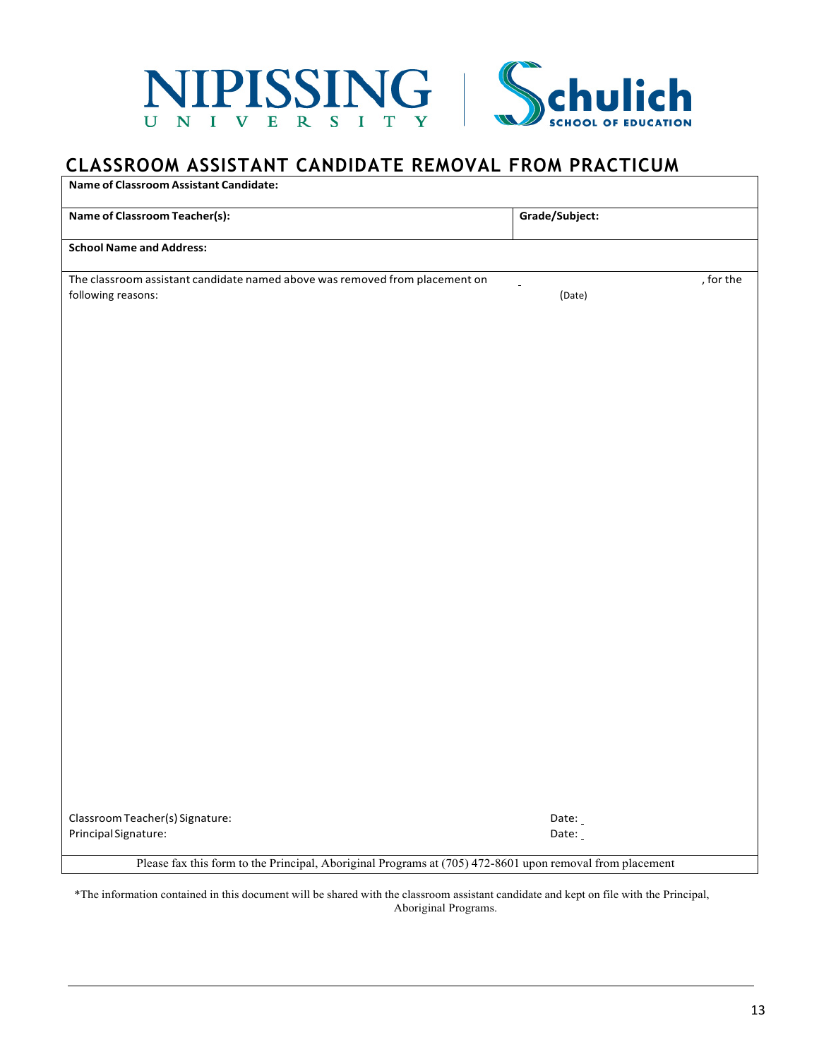NIPISSING UNIVERSITY | Schulich SCHOOL OF EDUCATION

# CLASSROOM ASSISTANT CANDIDATE REMOVAL FROM PRACTICUM

| **Name of Classroom Assistant Candidate:** | |
|---|---|
| **Name of Classroom Teacher(s):** | **Grade/Subject:** |
| **School Name and Address:** | |

The classroom assistant candidate named above was removed from placement on _______________ (Date), for the following reasons:

Classroom Teacher(s) Signature: Date: _

Principal Signature: Date: _

Please fax this form to the Principal, Aboriginal Programs at (705) 472-8601 upon removal from placement

*The information contained in this document will be shared with the classroom assistant candidate and kept on file with the Principal, Aboriginal Programs.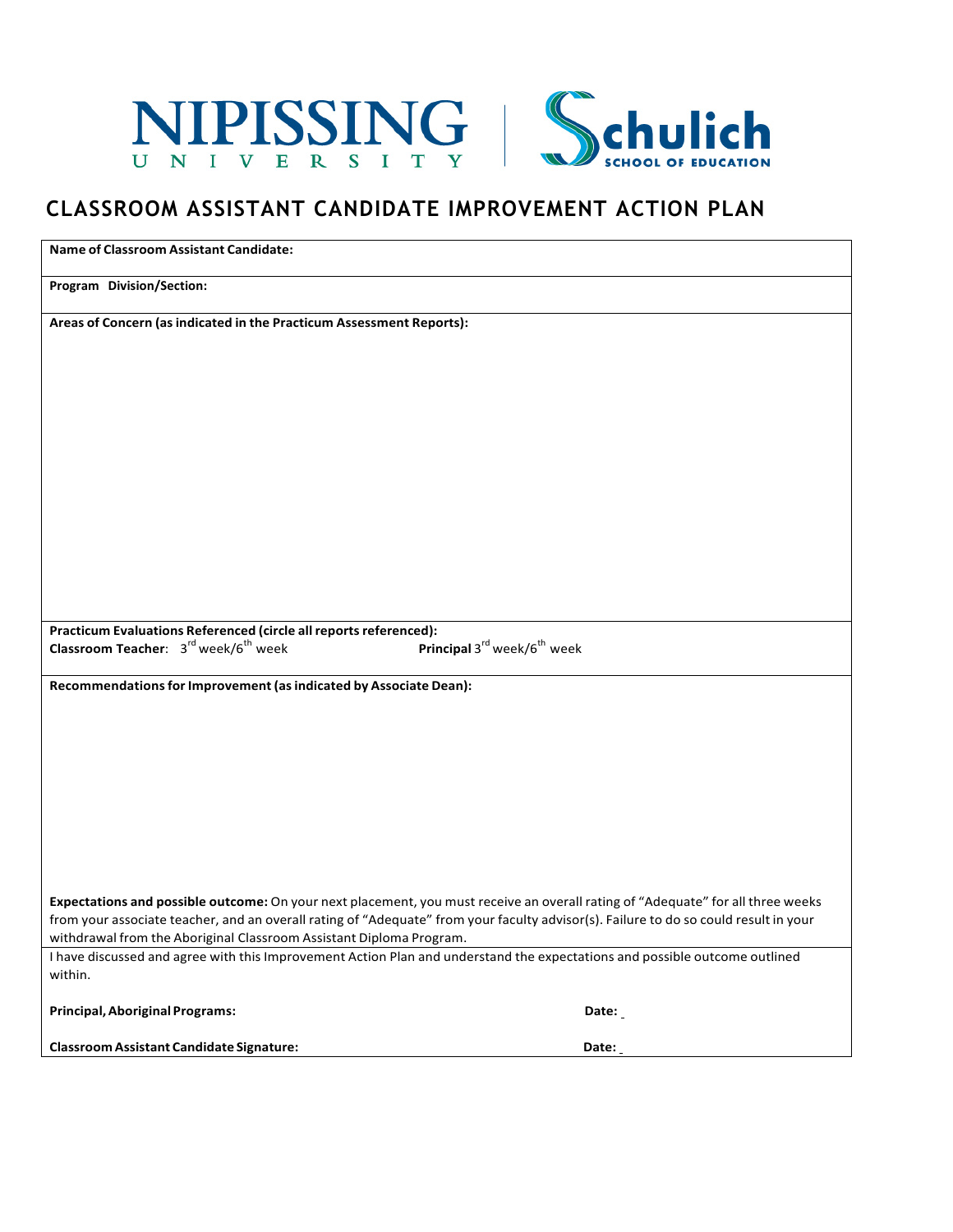NIPISSING UNIVERSITY | Schulich SCHOOL OF EDUCATION

# CLASSROOM ASSISTANT CANDIDATE IMPROVEMENT ACTION PLAN

**Name of Classroom Assistant Candidate:**

**Program Division/Section:**

**Areas of Concern (as indicated in the Practicum Assessment Reports):**

**Practicum Evaluations Referenced (circle all reports referenced):**
**Classroom Teacher**: 3rd week/6th week **Principal** 3rd week/6th week

**Recommendations for Improvement (as indicated by Associate Dean):**

**Expectations and possible outcome:** On your next placement, you must receive an overall rating of "Adequate" for all three weeks from your associate teacher, and an overall rating of "Adequate" from your faculty advisor(s). Failure to do so could result in your withdrawal from the Aboriginal Classroom Assistant Diploma Program.

I have discussed and agree with this Improvement Action Plan and understand the expectations and possible outcome outlined within.

**Principal, Aboriginal Programs:** **Date:** _

**Classroom Assistant Candidate Signature:** **Date:** _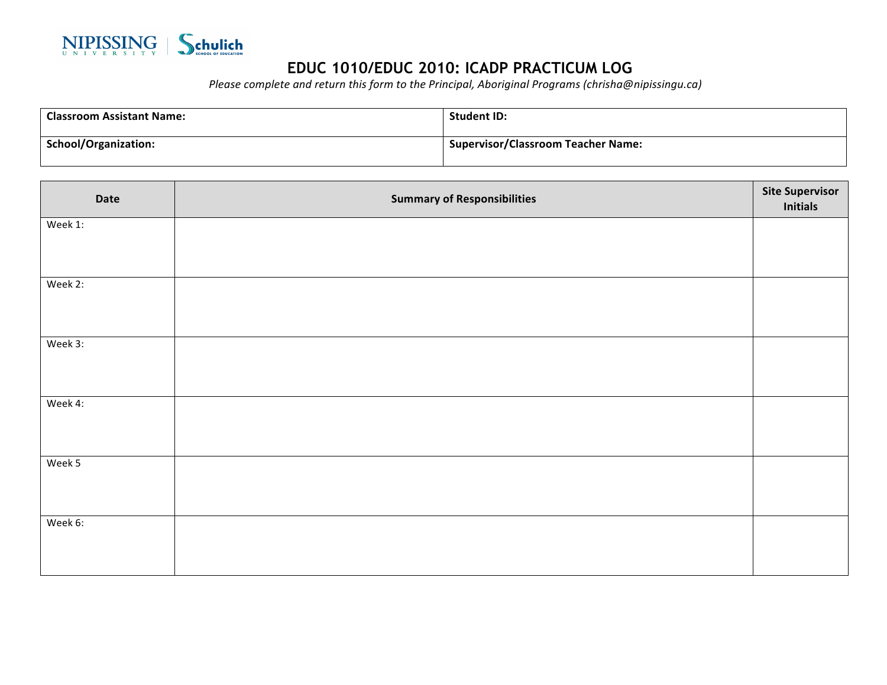# EDUC 1010/EDUC 2010: ICADP PRACTICUM LOG

*Please complete and return this form to the Principal, Aboriginal Programs (chrisha@nipissingu.ca)*

| **Classroom Assistant Name:** | **Student ID:** |
|---|---|
| **School/Organization:** | **Supervisor/Classroom Teacher Name:** |

| Date | Summary of Responsibilities | Site Supervisor Initials |
|---|---|---|
| Week 1: | | |
| Week 2: | | |
| Week 3: | | |
| Week 4: | | |
| Week 5 | | |
| Week 6: | | |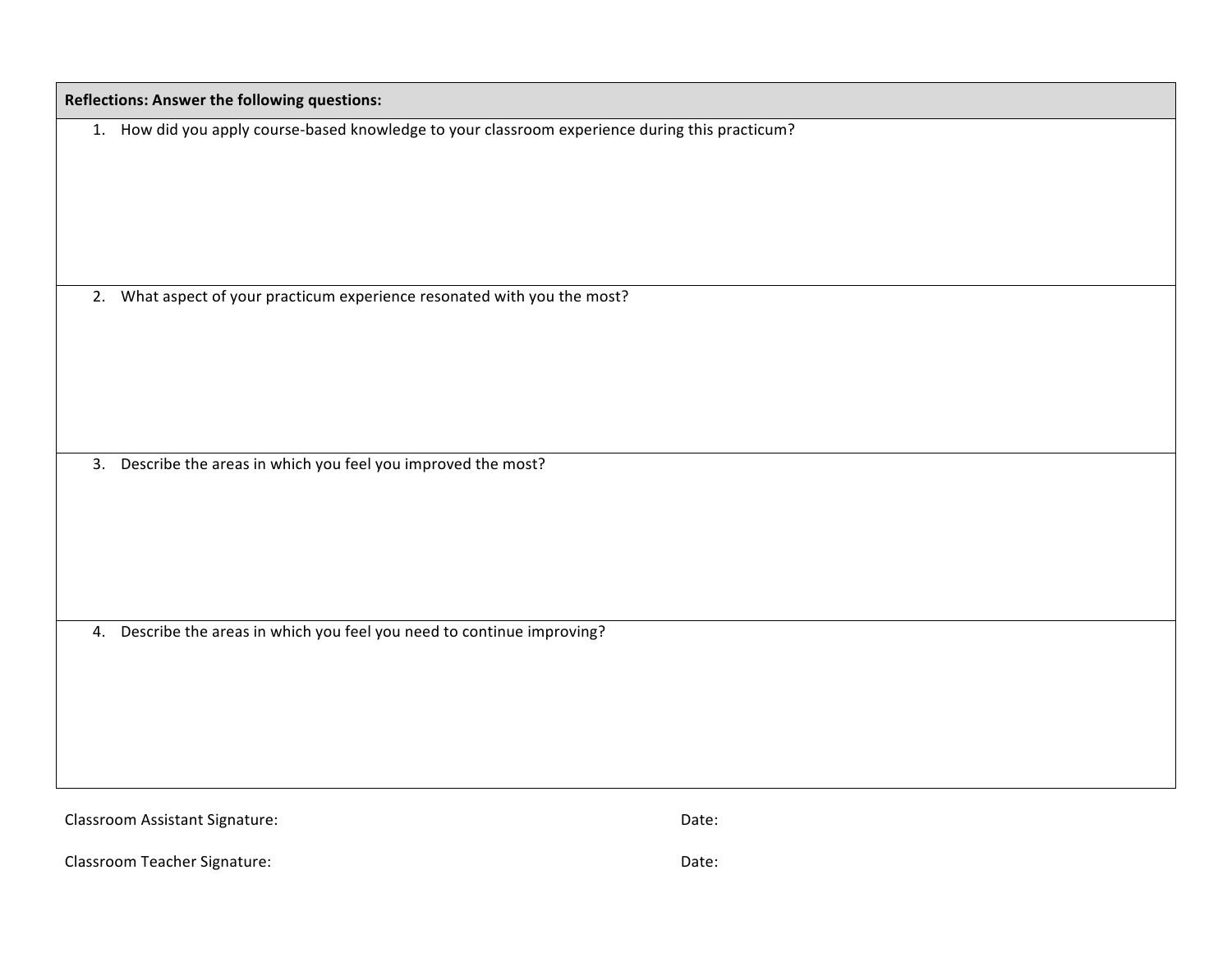| **Reflections: Answer the following questions:** |
| --- |
| 1. How did you apply course-based knowledge to your classroom experience during this practicum? |
| 2. What aspect of your practicum experience resonated with you the most? |
| 3. Describe the areas in which you feel you improved the most? |
| 4. Describe the areas in which you feel you need to continue improving? |

Classroom Assistant Signature: Date:

Classroom Teacher Signature: Date: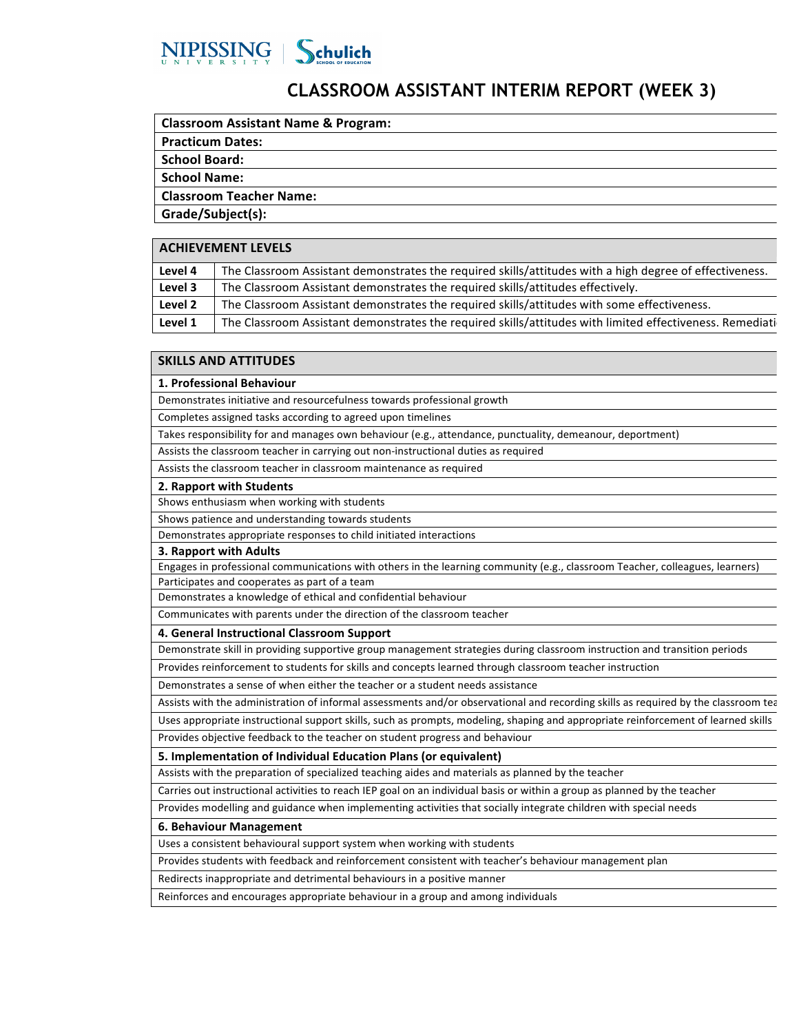NIPISSING UNIVERSITY | Schulich SCHOOL OF EDUCATION

# CLASSROOM ASSISTANT INTERIM REPORT (WEEK 3)

| **Classroom Assistant Name & Program:** |
|---|
| **Practicum Dates:** |
| **School Board:** |
| **School Name:** |
| **Classroom Teacher Name:** |
| **Grade/Subject(s):** |

| **ACHIEVEMENT LEVELS** | |
|---|---|
| **Level 4** | The Classroom Assistant demonstrates the required skills/attitudes with a high degree of effectiveness. |
| **Level 3** | The Classroom Assistant demonstrates the required skills/attitudes effectively. |
| **Level 2** | The Classroom Assistant demonstrates the required skills/attitudes with some effectiveness. |
| **Level 1** | The Classroom Assistant demonstrates the required skills/attitudes with limited effectiveness. Remediati |

| **SKILLS AND ATTITUDES** |
|---|
| **1. Professional Behaviour** |
| Demonstrates initiative and resourcefulness towards professional growth |
| Completes assigned tasks according to agreed upon timelines |
| Takes responsibility for and manages own behaviour (e.g., attendance, punctuality, demeanour, deportment) |
| Assists the classroom teacher in carrying out non-instructional duties as required |
| Assists the classroom teacher in classroom maintenance as required |
| **2. Rapport with Students** |
| Shows enthusiasm when working with students |
| Shows patience and understanding towards students |
| Demonstrates appropriate responses to child initiated interactions |
| **3. Rapport with Adults** |
| Engages in professional communications with others in the learning community (e.g., classroom Teacher, colleagues, learners) |
| Participates and cooperates as part of a team |
| Demonstrates a knowledge of ethical and confidential behaviour |
| Communicates with parents under the direction of the classroom teacher |
| **4. General Instructional Classroom Support** |
| Demonstrate skill in providing supportive group management strategies during classroom instruction and transition periods |
| Provides reinforcement to students for skills and concepts learned through classroom teacher instruction |
| Demonstrates a sense of when either the teacher or a student needs assistance |
| Assists with the administration of informal assessments and/or observational and recording skills as required by the classroom tea |
| Uses appropriate instructional support skills, such as prompts, modeling, shaping and appropriate reinforcement of learned skills |
| Provides objective feedback to the teacher on student progress and behaviour |
| **5. Implementation of Individual Education Plans (or equivalent)** |
| Assists with the preparation of specialized teaching aides and materials as planned by the teacher |
| Carries out instructional activities to reach IEP goal on an individual basis or within a group as planned by the teacher |
| Provides modelling and guidance when implementing activities that socially integrate children with special needs |
| **6. Behaviour Management** |
| Uses a consistent behavioural support system when working with students |
| Provides students with feedback and reinforcement consistent with teacher's behaviour management plan |
| Redirects inappropriate and detrimental behaviours in a positive manner |
| Reinforces and encourages appropriate behaviour in a group and among individuals |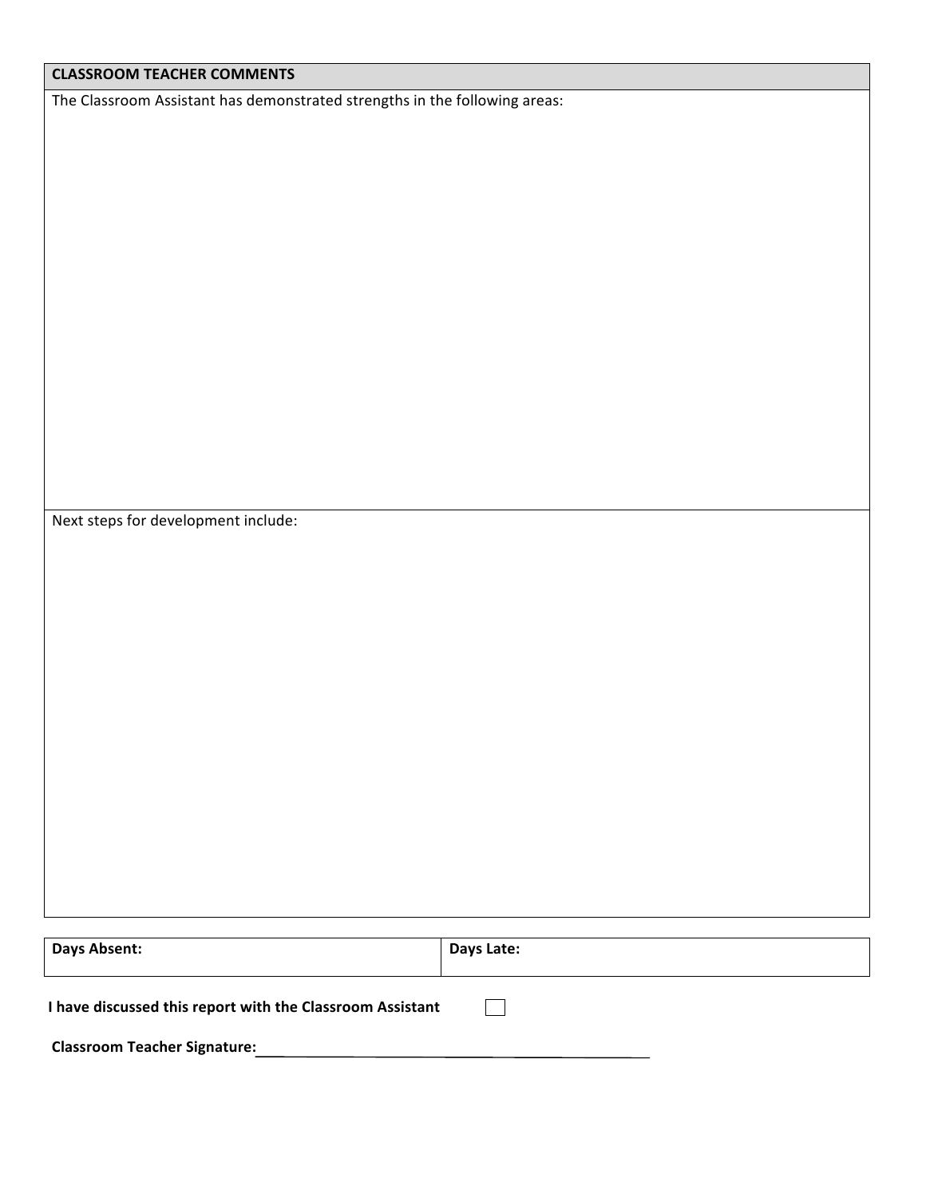| CLASSROOM TEACHER COMMENTS |
| --- |
| The Classroom Assistant has demonstrated strengths in the following areas: |
| Next steps for development include: |

| Days Absent: | Days Late: |
| --- | --- |

**I have discussed this report with the Classroom Assistant** ☐

**Classroom Teacher Signature:** ____________________________________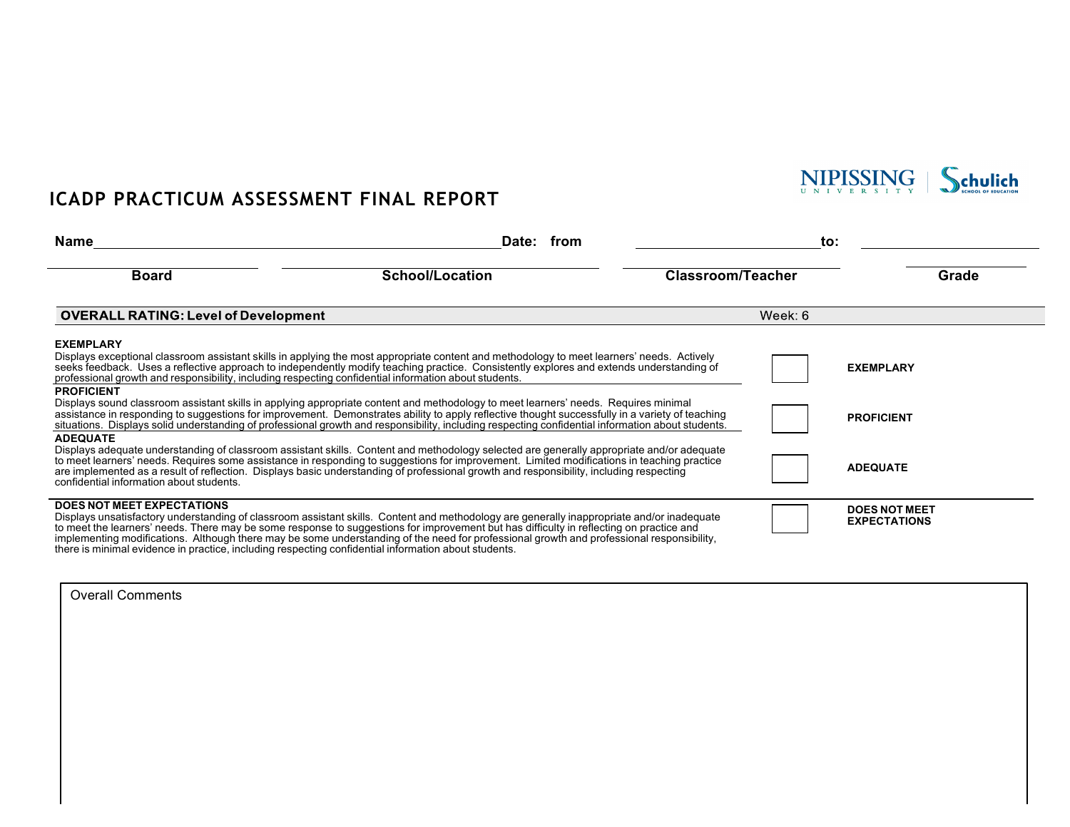# ICADP PRACTICUM ASSESSMENT FINAL REPORT

NIPISSING UNIVERSITY | Schulich SCHOOL OF EDUCATION

**Name** ______________________________ **Date: from** ______________ **to:** ______________

| **Board** | **School/Location** | **Classroom/Teacher** | **Grade** |
|---|---|---|---|
| | | | |

## OVERALL RATING: Level of Development

Week: 6

| Description | | Rating |
|---|---|---|
| **EXEMPLARY**<br>Displays exceptional classroom assistant skills in applying the most appropriate content and methodology to meet learners' needs. Actively seeks feedback. Uses a reflective approach to independently modify teaching practice. Consistently explores and extends understanding of professional growth and responsibility, including respecting confidential information about students. | ☐ | **EXEMPLARY** |
| **PROFICIENT**<br>Displays sound classroom assistant skills in applying appropriate content and methodology to meet learners' needs. Requires minimal assistance in responding to suggestions for improvement. Demonstrates ability to apply reflective thought successfully in a variety of teaching situations. Displays solid understanding of professional growth and responsibility, including respecting confidential information about students. | ☐ | **PROFICIENT** |
| **ADEQUATE**<br>Displays adequate understanding of classroom assistant skills. Content and methodology selected are generally appropriate and/or adequate to meet learners' needs. Requires some assistance in responding to suggestions for improvement. Limited modifications in teaching practice are implemented as a result of reflection. Displays basic understanding of professional growth and responsibility, including respecting confidential information about students. | ☐ | **ADEQUATE** |
| **DOES NOT MEET EXPECTATIONS**<br>Displays unsatisfactory understanding of classroom assistant skills. Content and methodology are generally inappropriate and/or inadequate to meet the learners' needs. There may be some response to suggestions for improvement but has difficulty in reflecting on practice and implementing modifications. Although there may be some understanding of the need for professional growth and professional responsibility, there is minimal evidence in practice, including respecting confidential information about students. | ☐ | **DOES NOT MEET EXPECTATIONS** |

Overall Comments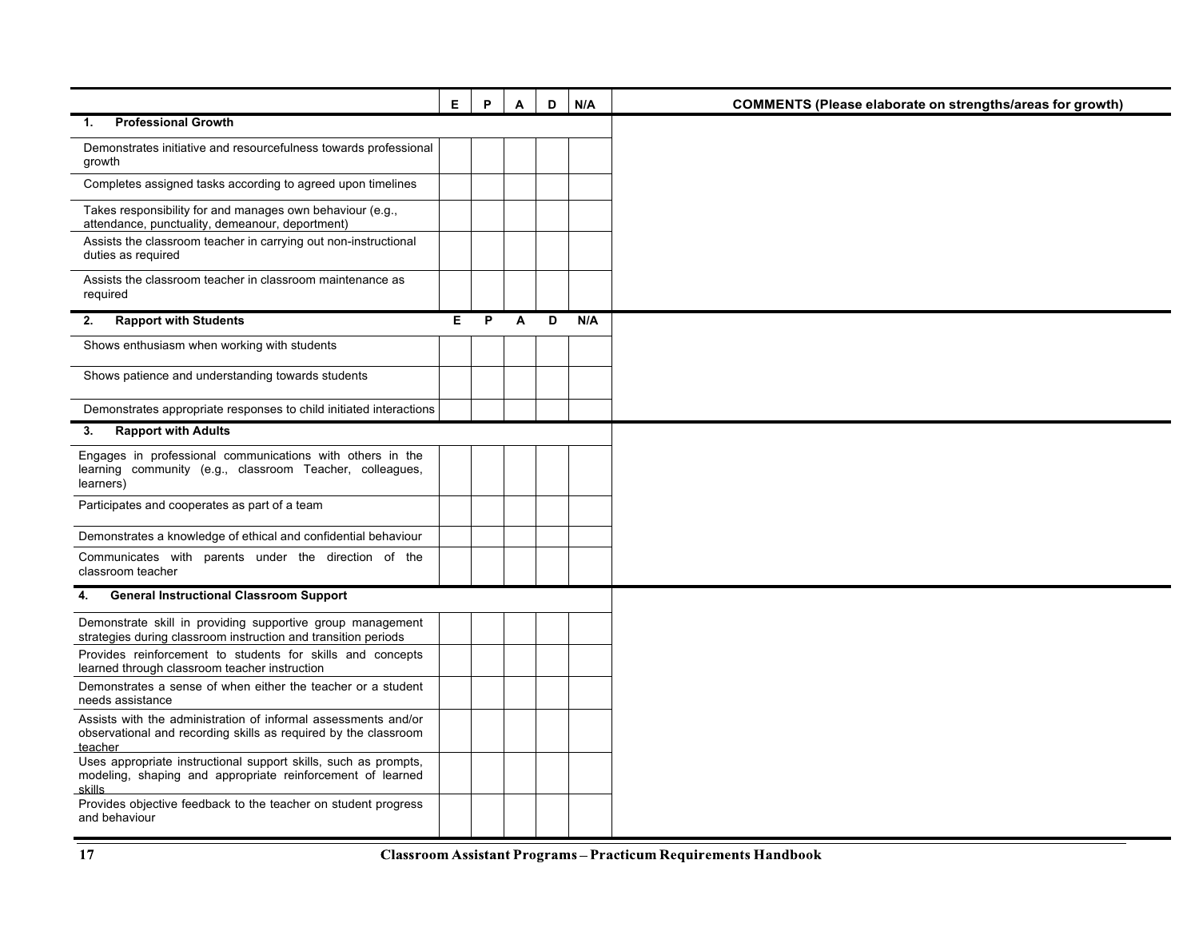| | E | P | A | D | N/A | COMMENTS (Please elaborate on strengths/areas for growth) |
|---|---|---|---|---|---|---|
| **1. Professional Growth** | | | | | | |
| Demonstrates initiative and resourcefulness towards professional growth | | | | | | |
| Completes assigned tasks according to agreed upon timelines | | | | | | |
| Takes responsibility for and manages own behaviour (e.g., attendance, punctuality, demeanour, deportment) | | | | | | |
| Assists the classroom teacher in carrying out non-instructional duties as required | | | | | | |
| Assists the classroom teacher in classroom maintenance as required | | | | | | |
| **2. Rapport with Students** | **E** | **P** | **A** | **D** | **N/A** | |
| Shows enthusiasm when working with students | | | | | | |
| Shows patience and understanding towards students | | | | | | |
| Demonstrates appropriate responses to child initiated interactions | | | | | | |
| **3. Rapport with Adults** | | | | | | |
| Engages in professional communications with others in the learning community (e.g., classroom Teacher, colleagues, learners) | | | | | | |
| Participates and cooperates as part of a team | | | | | | |
| Demonstrates a knowledge of ethical and confidential behaviour | | | | | | |
| Communicates with parents under the direction of the classroom teacher | | | | | | |
| **4. General Instructional Classroom Support** | | | | | | |
| Demonstrate skill in providing supportive group management strategies during classroom instruction and transition periods | | | | | | |
| Provides reinforcement to students for skills and concepts learned through classroom teacher instruction | | | | | | |
| Demonstrates a sense of when either the teacher or a student needs assistance | | | | | | |
| Assists with the administration of informal assessments and/or observational and recording skills as required by the classroom teacher | | | | | | |
| Uses appropriate instructional support skills, such as prompts, modeling, shaping and appropriate reinforcement of learned skills | | | | | | |
| Provides objective feedback to the teacher on student progress and behaviour | | | | | | |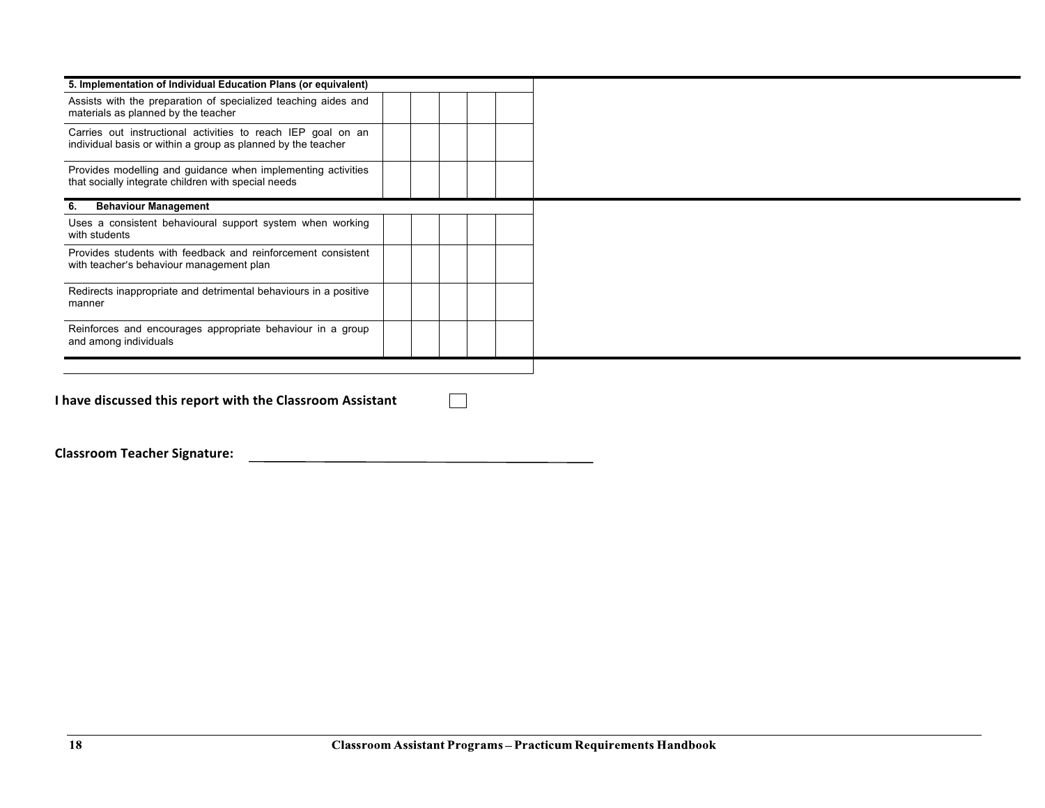| 5. Implementation of Individual Education Plans (or equivalent) | | | | | | |
|---|---|---|---|---|---|---|
| Assists with the preparation of specialized teaching aides and materials as planned by the teacher | | | | | | |
| Carries out instructional activities to reach IEP goal on an individual basis or within a group as planned by the teacher | | | | | | |
| Provides modelling and guidance when implementing activities that socially integrate children with special needs | | | | | | |
| **6. Behaviour Management** | | | | | | |
| Uses a consistent behavioural support system when working with students | | | | | | |
| Provides students with feedback and reinforcement consistent with teacher's behaviour management plan | | | | | | |
| Redirects inappropriate and detrimental behaviours in a positive manner | | | | | | |
| Reinforces and encourages appropriate behaviour in a group and among individuals | | | | | | |
| | | | | | | |

**I have discussed this report with the Classroom Assistant** ☐

**Classroom Teacher Signature:** ______________________________